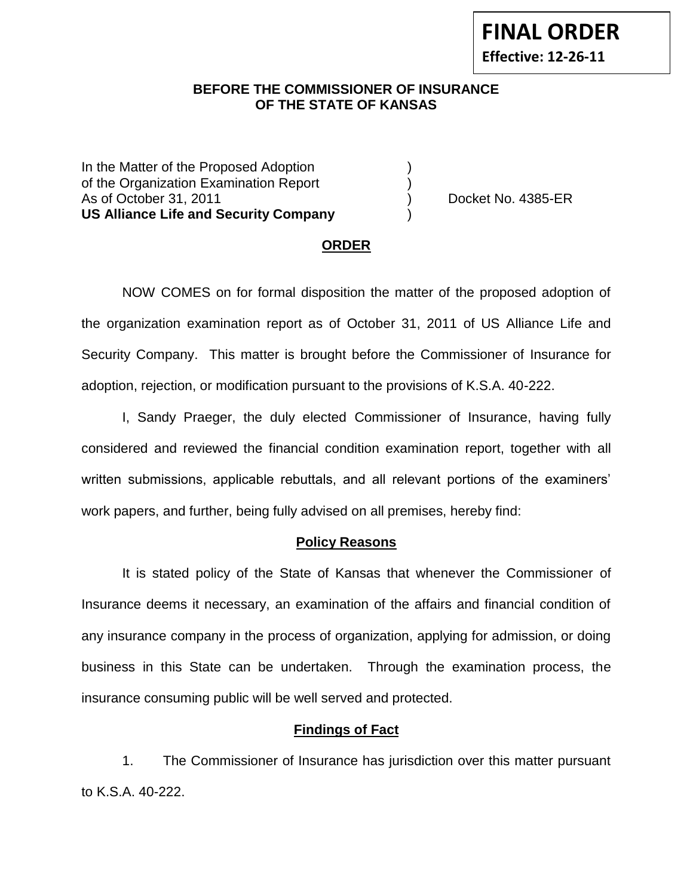**FINAL ORDER**

**Effective: 12-26-11**

## BEFORE THE COMMISSIONER OF INSURANCE OF THE STATE OF KANSAS

In the Matter of the Proposed Adoption )
of the Organization Examination Report )
As of October 31, 2011 ) Docket No. 4385-ER
**US Alliance Life and Security Company** )

## ORDER

NOW COMES on for formal disposition the matter of the proposed adoption of the organization examination report as of October 31, 2011 of US Alliance Life and Security Company. This matter is brought before the Commissioner of Insurance for adoption, rejection, or modification pursuant to the provisions of K.S.A. 40-222.

I, Sandy Praeger, the duly elected Commissioner of Insurance, having fully considered and reviewed the financial condition examination report, together with all written submissions, applicable rebuttals, and all relevant portions of the examiners' work papers, and further, being fully advised on all premises, hereby find:

### Policy Reasons

It is stated policy of the State of Kansas that whenever the Commissioner of Insurance deems it necessary, an examination of the affairs and financial condition of any insurance company in the process of organization, applying for admission, or doing business in this State can be undertaken. Through the examination process, the insurance consuming public will be well served and protected.

### Findings of Fact

1. The Commissioner of Insurance has jurisdiction over this matter pursuant to K.S.A. 40-222.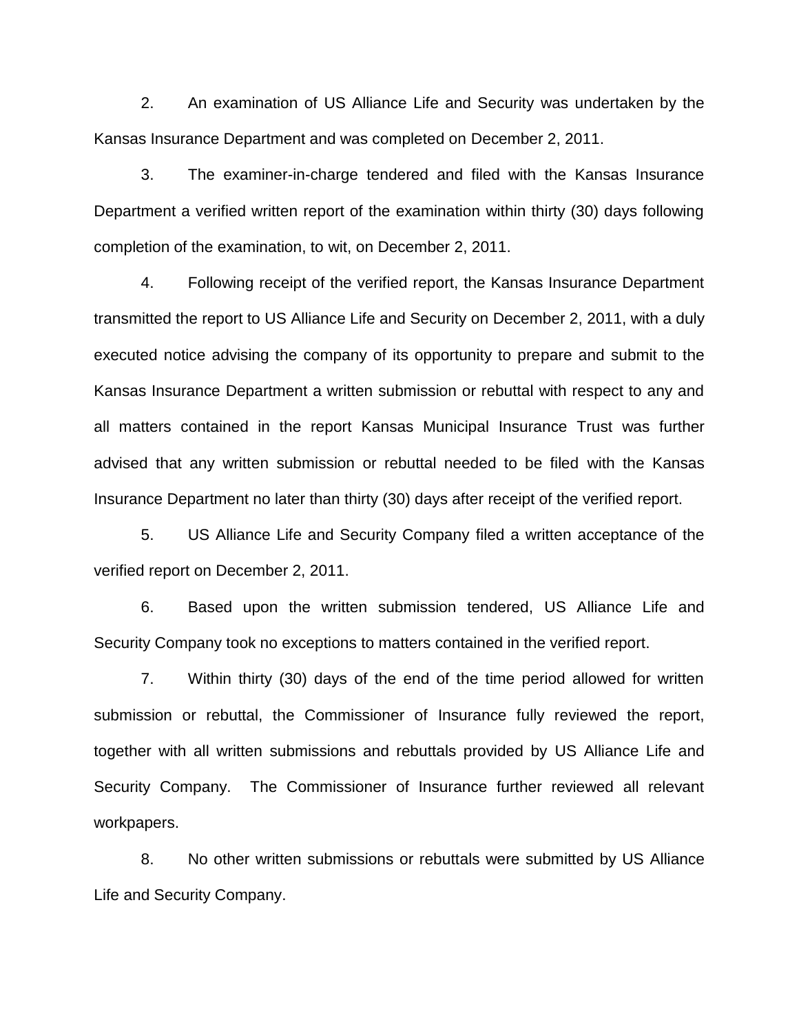2. An examination of US Alliance Life and Security was undertaken by the Kansas Insurance Department and was completed on December 2, 2011.

3. The examiner-in-charge tendered and filed with the Kansas Insurance Department a verified written report of the examination within thirty (30) days following completion of the examination, to wit, on December 2, 2011.

4. Following receipt of the verified report, the Kansas Insurance Department transmitted the report to US Alliance Life and Security on December 2, 2011, with a duly executed notice advising the company of its opportunity to prepare and submit to the Kansas Insurance Department a written submission or rebuttal with respect to any and all matters contained in the report Kansas Municipal Insurance Trust was further advised that any written submission or rebuttal needed to be filed with the Kansas Insurance Department no later than thirty (30) days after receipt of the verified report.

5. US Alliance Life and Security Company filed a written acceptance of the verified report on December 2, 2011.

6. Based upon the written submission tendered, US Alliance Life and Security Company took no exceptions to matters contained in the verified report.

7. Within thirty (30) days of the end of the time period allowed for written submission or rebuttal, the Commissioner of Insurance fully reviewed the report, together with all written submissions and rebuttals provided by US Alliance Life and Security Company. The Commissioner of Insurance further reviewed all relevant workpapers.

8. No other written submissions or rebuttals were submitted by US Alliance Life and Security Company.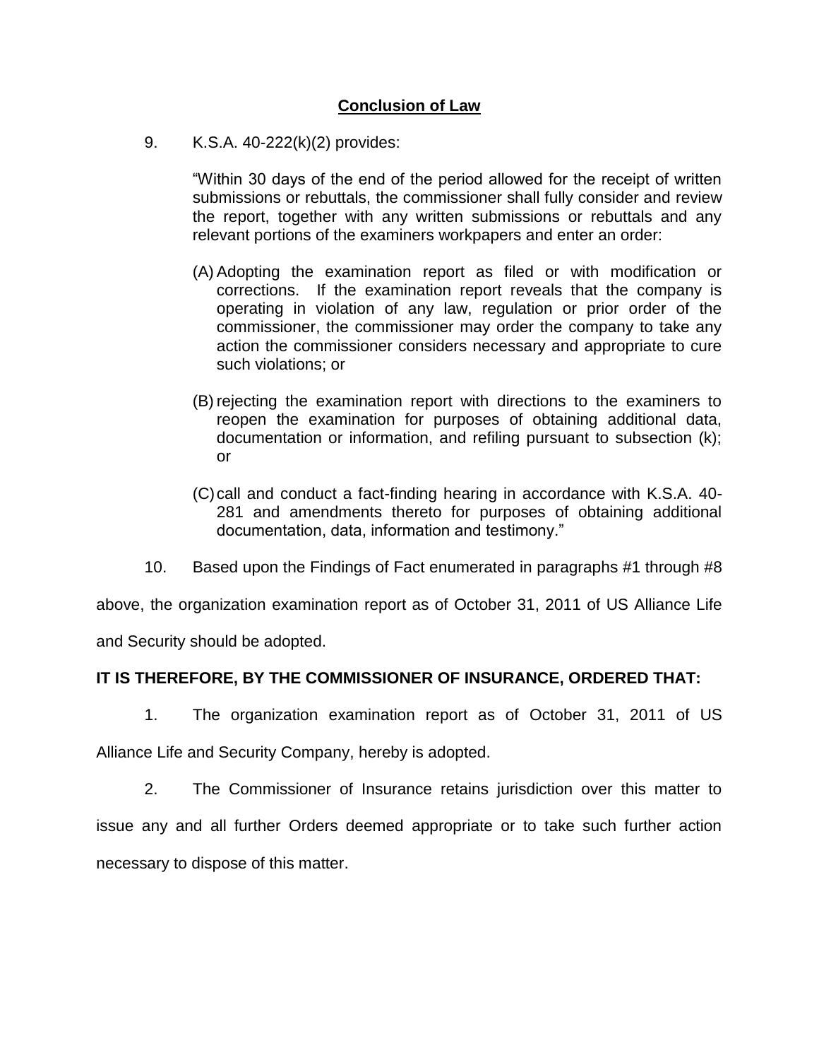## Conclusion of Law

9. K.S.A. 40-222(k)(2) provides:

> "Within 30 days of the end of the period allowed for the receipt of written submissions or rebuttals, the commissioner shall fully consider and review the report, together with any written submissions or rebuttals and any relevant portions of the examiners workpapers and enter an order:
>
> (A) Adopting the examination report as filed or with modification or corrections. If the examination report reveals that the company is operating in violation of any law, regulation or prior order of the commissioner, the commissioner may order the company to take any action the commissioner considers necessary and appropriate to cure such violations; or
>
> (B) rejecting the examination report with directions to the examiners to reopen the examination for purposes of obtaining additional data, documentation or information, and refiling pursuant to subsection (k); or
>
> (C) call and conduct a fact-finding hearing in accordance with K.S.A. 40-281 and amendments thereto for purposes of obtaining additional documentation, data, information and testimony."

10. Based upon the Findings of Fact enumerated in paragraphs #1 through #8 above, the organization examination report as of October 31, 2011 of US Alliance Life and Security should be adopted.

**IT IS THEREFORE, BY THE COMMISSIONER OF INSURANCE, ORDERED THAT:**

1. The organization examination report as of October 31, 2011 of US Alliance Life and Security Company, hereby is adopted.

2. The Commissioner of Insurance retains jurisdiction over this matter to issue any and all further Orders deemed appropriate or to take such further action necessary to dispose of this matter.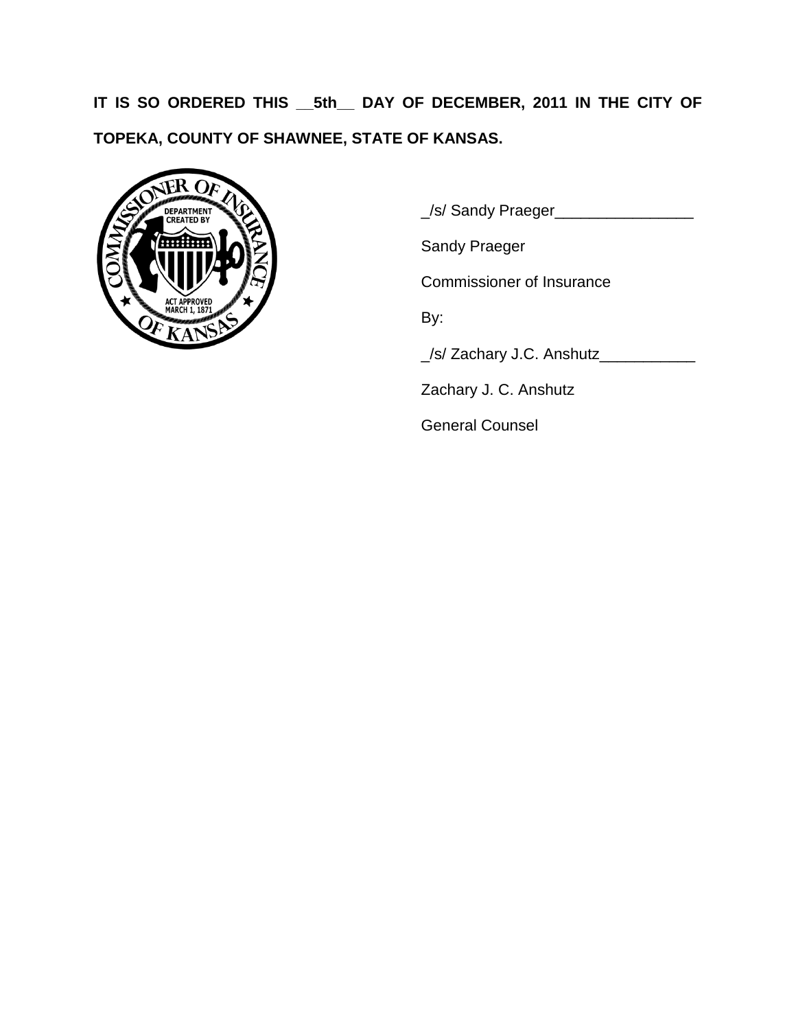**IT IS SO ORDERED THIS __5th__ DAY OF DECEMBER, 2011 IN THE CITY OF TOPEKA, COUNTY OF SHAWNEE, STATE OF KANSAS.**

_/s/ Sandy Praeger________________

Sandy Praeger

Commissioner of Insurance

By:

_/s/ Zachary J.C. Anshutz___________

Zachary J. C. Anshutz

General Counsel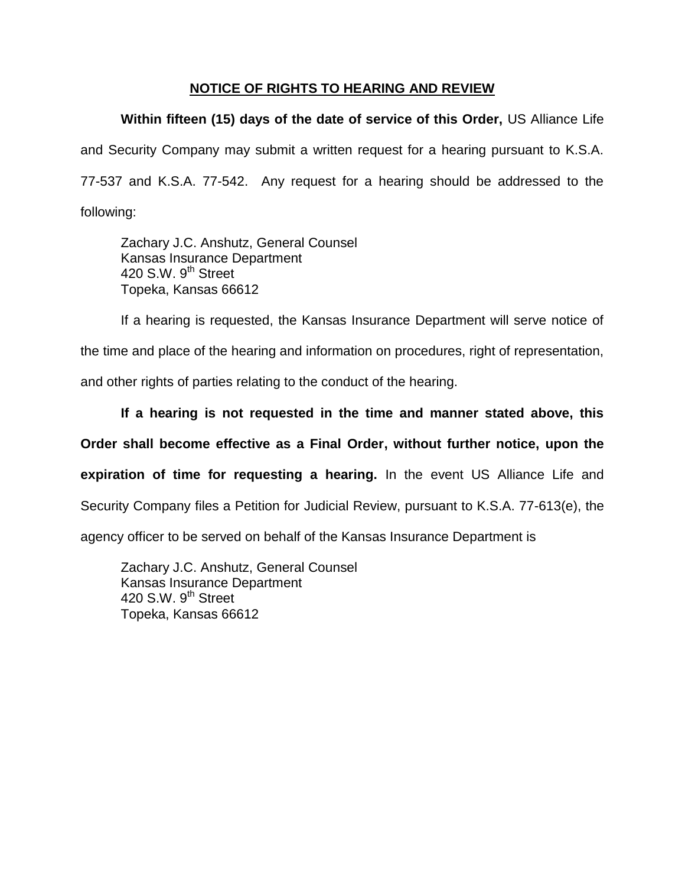## NOTICE OF RIGHTS TO HEARING AND REVIEW

**Within fifteen (15) days of the date of service of this Order,** US Alliance Life and Security Company may submit a written request for a hearing pursuant to K.S.A. 77-537 and K.S.A. 77-542. Any request for a hearing should be addressed to the following:

Zachary J.C. Anshutz, General Counsel
Kansas Insurance Department
420 S.W. 9th Street
Topeka, Kansas 66612

If a hearing is requested, the Kansas Insurance Department will serve notice of the time and place of the hearing and information on procedures, right of representation, and other rights of parties relating to the conduct of the hearing.

**If a hearing is not requested in the time and manner stated above, this Order shall become effective as a Final Order, without further notice, upon the expiration of time for requesting a hearing.** In the event US Alliance Life and Security Company files a Petition for Judicial Review, pursuant to K.S.A. 77-613(e), the agency officer to be served on behalf of the Kansas Insurance Department is

Zachary J.C. Anshutz, General Counsel
Kansas Insurance Department
420 S.W. 9th Street
Topeka, Kansas 66612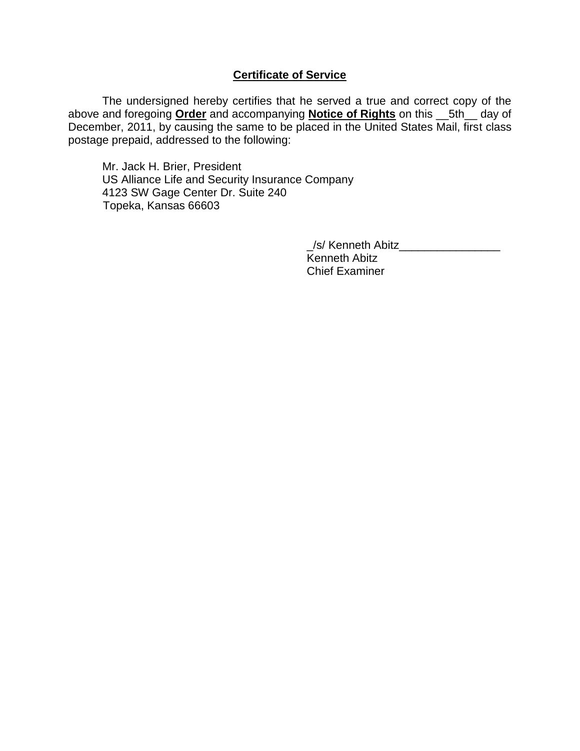**Certificate of Service**

The undersigned hereby certifies that he served a true and correct copy of the above and foregoing **Order** and accompanying **Notice of Rights** on this __5th__ day of December, 2011, by causing the same to be placed in the United States Mail, first class postage prepaid, addressed to the following:

Mr. Jack H. Brier, President
US Alliance Life and Security Insurance Company
4123 SW Gage Center Dr. Suite 240
Topeka, Kansas 66603

_/s/ Kenneth Abitz________________
Kenneth Abitz
Chief Examiner